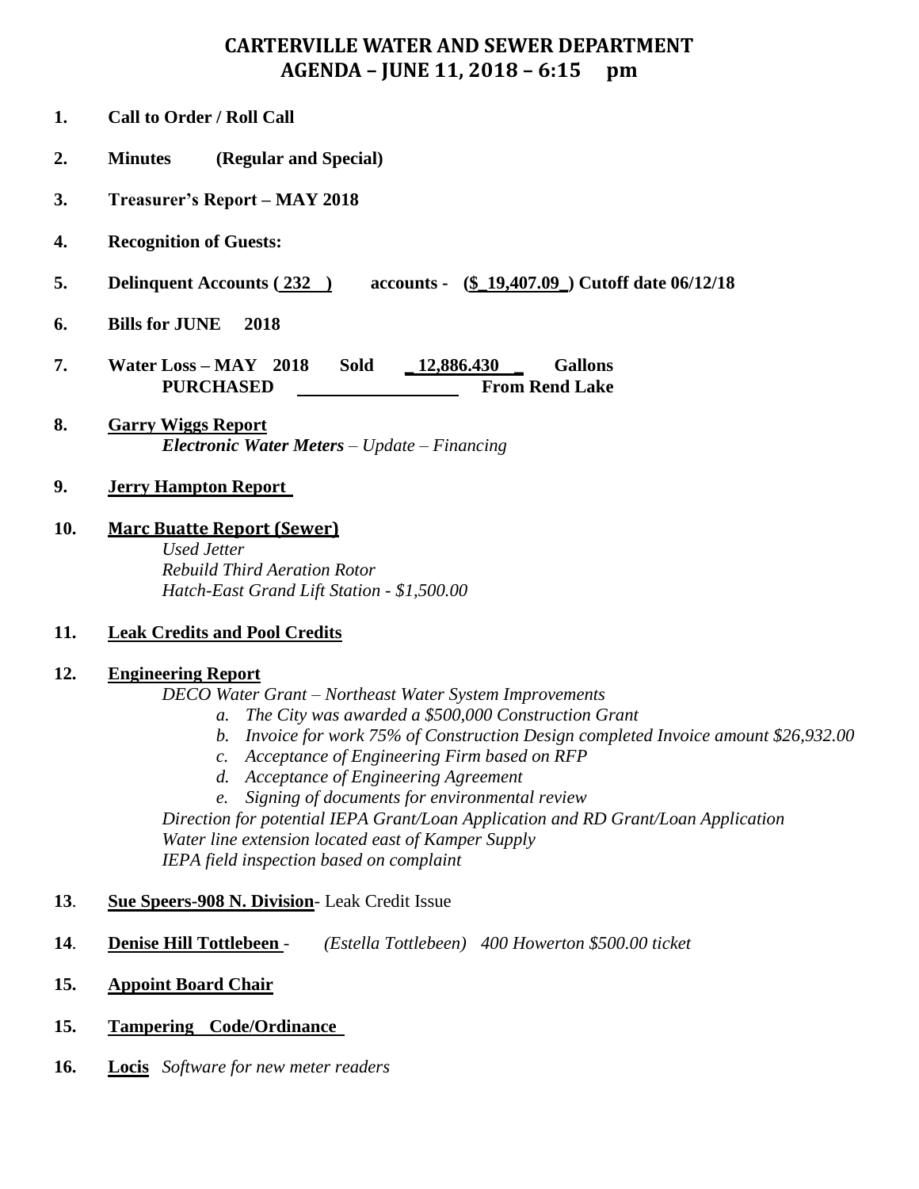# CARTERVILLE WATER AND SEWER DEPARTMENT
## AGENDA – JUNE 11, 2018 – 6:15 pm

**1. Call to Order / Roll Call**

**2. Minutes (Regular and Special)**

**3. Treasurer's Report – MAY 2018**

**4. Recognition of Guests:**

**5. Delinquent Accounts ( 232 ) accounts - ($_19,407.09_) Cutoff date 06/12/18**

**6. Bills for JUNE 2018**

**7. Water Loss – MAY 2018 Sold _ 12,886.430 _ Gallons**
**PURCHASED ____________ From Rend Lake**

**8. Garry Wiggs Report**
*Electronic Water Meters – Update – Financing*

**9. Jerry Hampton Report**

**10. Marc Buatte Report (Sewer)**
*Used Jetter*
*Rebuild Third Aeration Rotor*
*Hatch-East Grand Lift Station - $1,500.00*

**11. Leak Credits and Pool Credits**

**12. Engineering Report**
*DECO Water Grant – Northeast Water System Improvements*
- a. *The City was awarded a $500,000 Construction Grant*
- b. *Invoice for work 75% of Construction Design completed Invoice amount $26,932.00*
- c. *Acceptance of Engineering Firm based on RFP*
- d. *Acceptance of Engineering Agreement*
- e. *Signing of documents for environmental review*

*Direction for potential IEPA Grant/Loan Application and RD Grant/Loan Application*
*Water line extension located east of Kamper Supply*
*IEPA field inspection based on complaint*

**13. Sue Speers-908 N. Division**- Leak Credit Issue

**14. Denise Hill Tottlebeen** - *(Estella Tottlebeen) 400 Howerton $500.00 ticket*

**15. Appoint Board Chair**

**15. Tampering Code/Ordinance**

**16. Locis** *Software for new meter readers*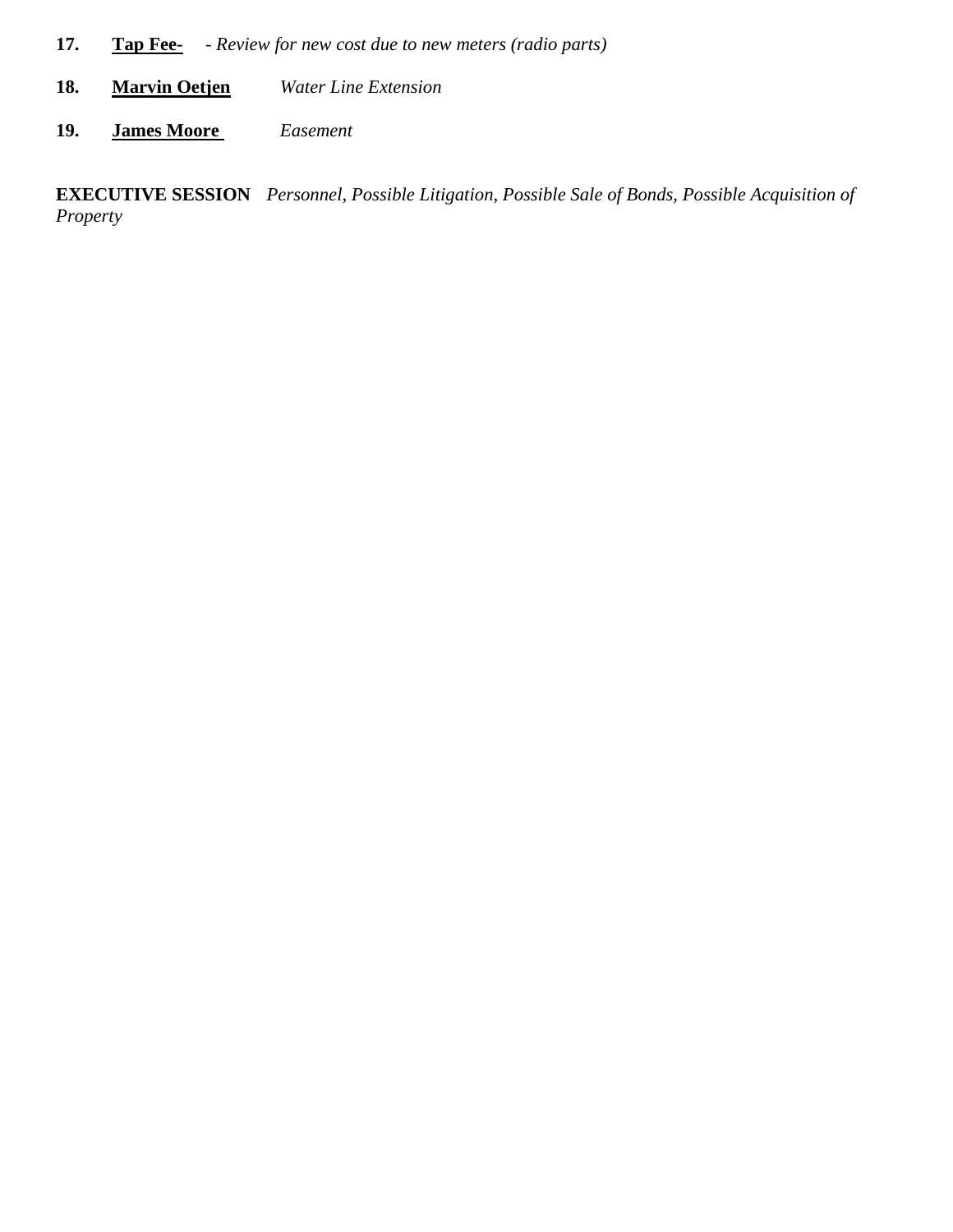17. **Tap Fee-** *- Review for new cost due to new meters (radio parts)*

18. **Marvin Oetjen** *Water Line Extension*

19. **James Moore** *Easement*

**EXECUTIVE SESSION** *Personnel, Possible Litigation, Possible Sale of Bonds, Possible Acquisition of Property*